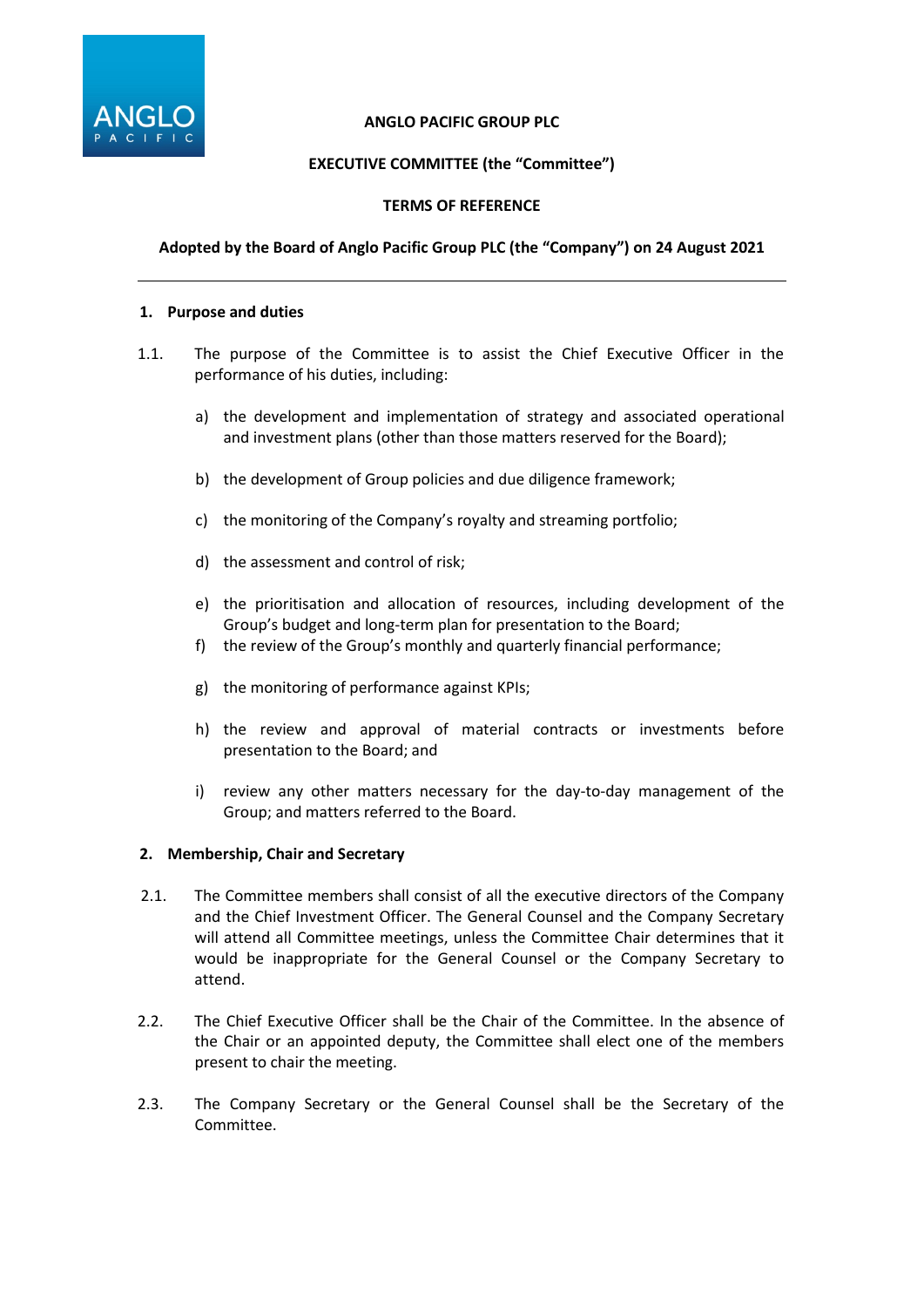**ANGLO PACIFIC GROUP PLC**

**EXECUTIVE COMMITTEE (the "Committee")**

**TERMS OF REFERENCE**

**Adopted by the Board of Anglo Pacific Group PLC (the "Company") on 24 August 2021**

---

## 1. Purpose and duties

1.1. The purpose of the Committee is to assist the Chief Executive Officer in the performance of his duties, including:

a) the development and implementation of strategy and associated operational and investment plans (other than those matters reserved for the Board);

b) the development of Group policies and due diligence framework;

c) the monitoring of the Company's royalty and streaming portfolio;

d) the assessment and control of risk;

e) the prioritisation and allocation of resources, including development of the Group's budget and long-term plan for presentation to the Board;

f) the review of the Group's monthly and quarterly financial performance;

g) the monitoring of performance against KPIs;

h) the review and approval of material contracts or investments before presentation to the Board; and

i) review any other matters necessary for the day-to-day management of the Group; and matters referred to the Board.

## 2. Membership, Chair and Secretary

2.1. The Committee members shall consist of all the executive directors of the Company and the Chief Investment Officer. The General Counsel and the Company Secretary will attend all Committee meetings, unless the Committee Chair determines that it would be inappropriate for the General Counsel or the Company Secretary to attend.

2.2. The Chief Executive Officer shall be the Chair of the Committee. In the absence of the Chair or an appointed deputy, the Committee shall elect one of the members present to chair the meeting.

2.3. The Company Secretary or the General Counsel shall be the Secretary of the Committee.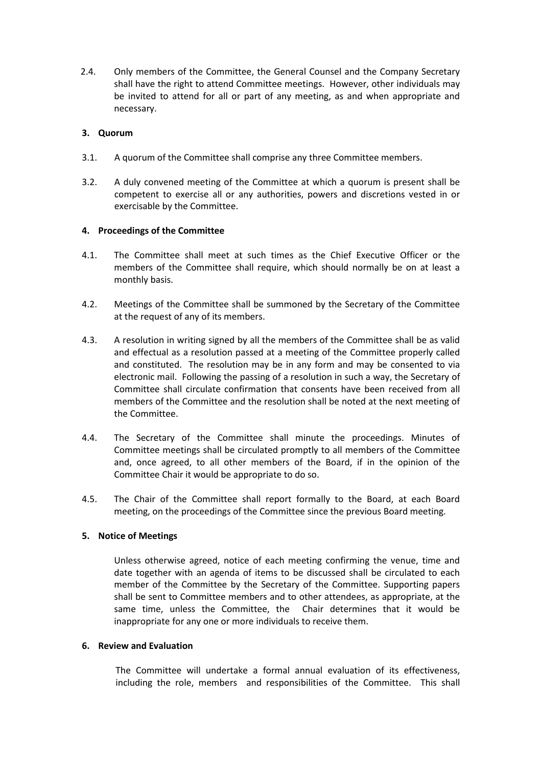2.4. Only members of the Committee, the General Counsel and the Company Secretary shall have the right to attend Committee meetings. However, other individuals may be invited to attend for all or part of any meeting, as and when appropriate and necessary.

**3. Quorum**

3.1. A quorum of the Committee shall comprise any three Committee members.

3.2. A duly convened meeting of the Committee at which a quorum is present shall be competent to exercise all or any authorities, powers and discretions vested in or exercisable by the Committee.

**4. Proceedings of the Committee**

4.1. The Committee shall meet at such times as the Chief Executive Officer or the members of the Committee shall require, which should normally be on at least a monthly basis.

4.2. Meetings of the Committee shall be summoned by the Secretary of the Committee at the request of any of its members.

4.3. A resolution in writing signed by all the members of the Committee shall be as valid and effectual as a resolution passed at a meeting of the Committee properly called and constituted. The resolution may be in any form and may be consented to via electronic mail. Following the passing of a resolution in such a way, the Secretary of Committee shall circulate confirmation that consents have been received from all members of the Committee and the resolution shall be noted at the next meeting of the Committee.

4.4. The Secretary of the Committee shall minute the proceedings. Minutes of Committee meetings shall be circulated promptly to all members of the Committee and, once agreed, to all other members of the Board, if in the opinion of the Committee Chair it would be appropriate to do so.

4.5. The Chair of the Committee shall report formally to the Board, at each Board meeting, on the proceedings of the Committee since the previous Board meeting.

**5. Notice of Meetings**

Unless otherwise agreed, notice of each meeting confirming the venue, time and date together with an agenda of items to be discussed shall be circulated to each member of the Committee by the Secretary of the Committee. Supporting papers shall be sent to Committee members and to other attendees, as appropriate, at the same time, unless the Committee, the Chair determines that it would be inappropriate for any one or more individuals to receive them.

**6. Review and Evaluation**

The Committee will undertake a formal annual evaluation of its effectiveness, including the role, members and responsibilities of the Committee. This shall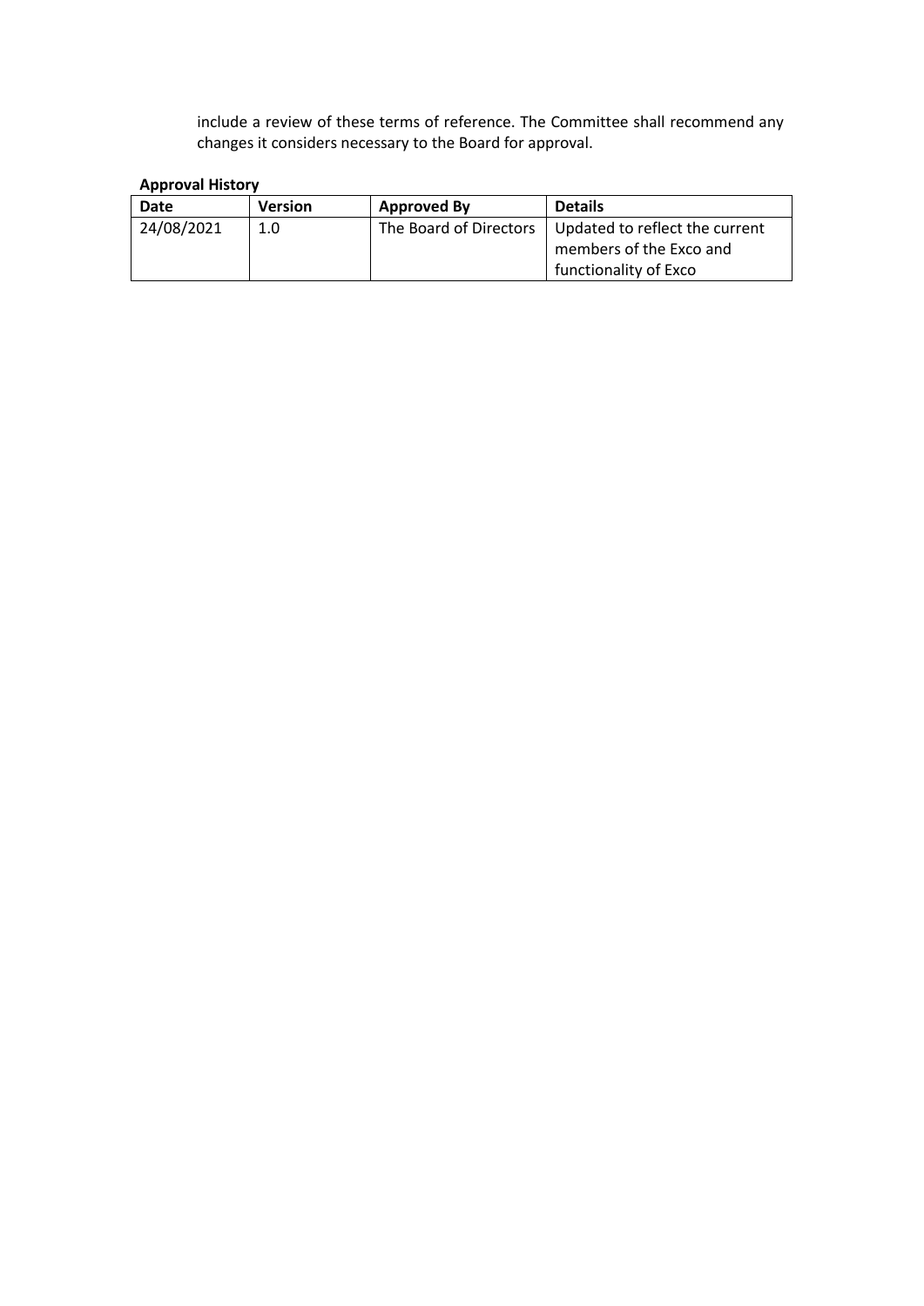include a review of these terms of reference. The Committee shall recommend any changes it considers necessary to the Board for approval.

**Approval History**

| Date | Version | Approved By | Details |
|---|---|---|---|
| 24/08/2021 | 1.0 | The Board of Directors | Updated to reflect the current members of the Exco and functionality of Exco |